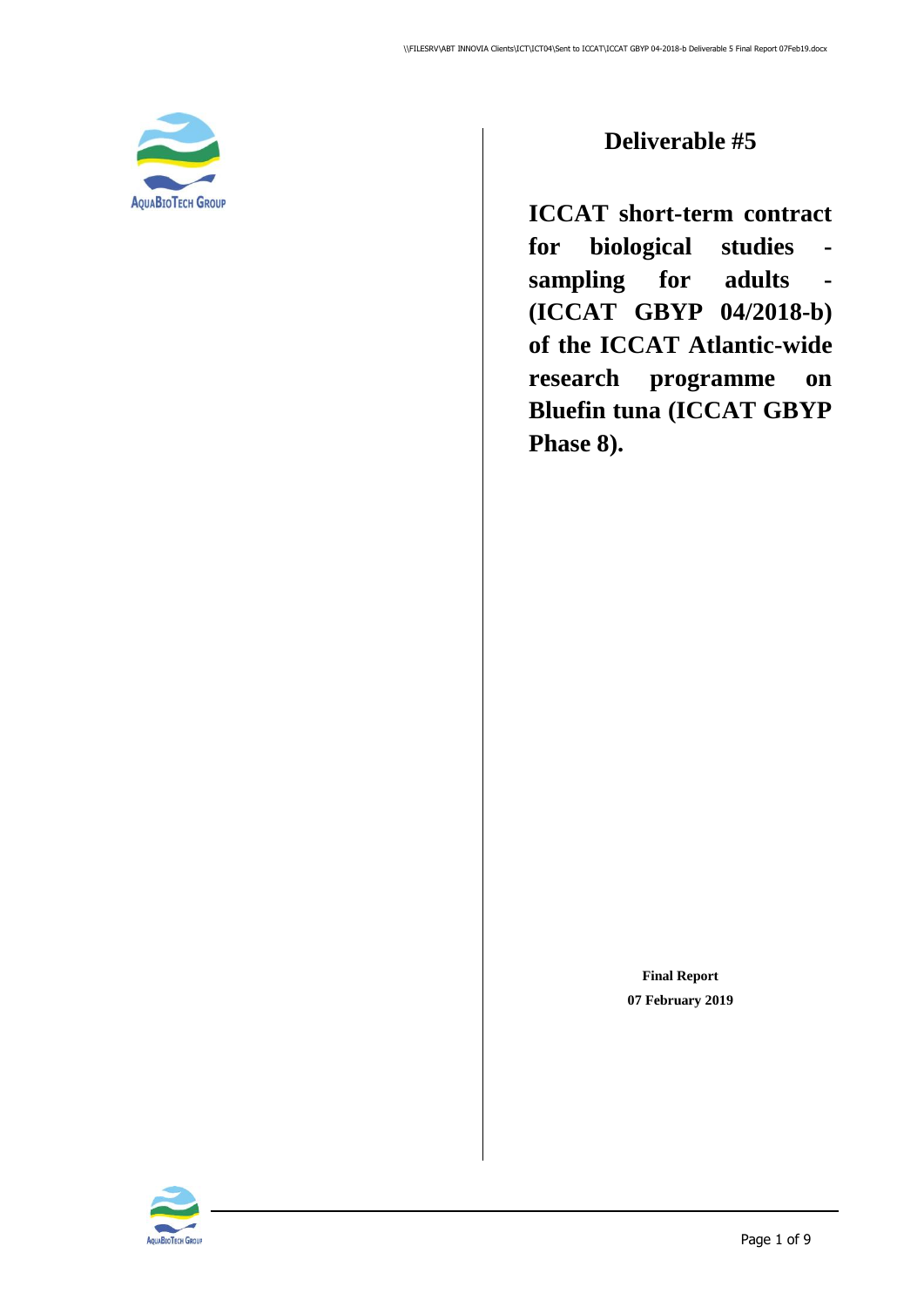# Deliverable #5

**ICCAT short-term contract for biological studies - sampling for adults - (ICCAT GBYP 04/2018-b) of the ICCAT Atlantic-wide research programme on Bluefin tuna (ICCAT GBYP Phase 8).**

**Final Report**

**07 February 2019**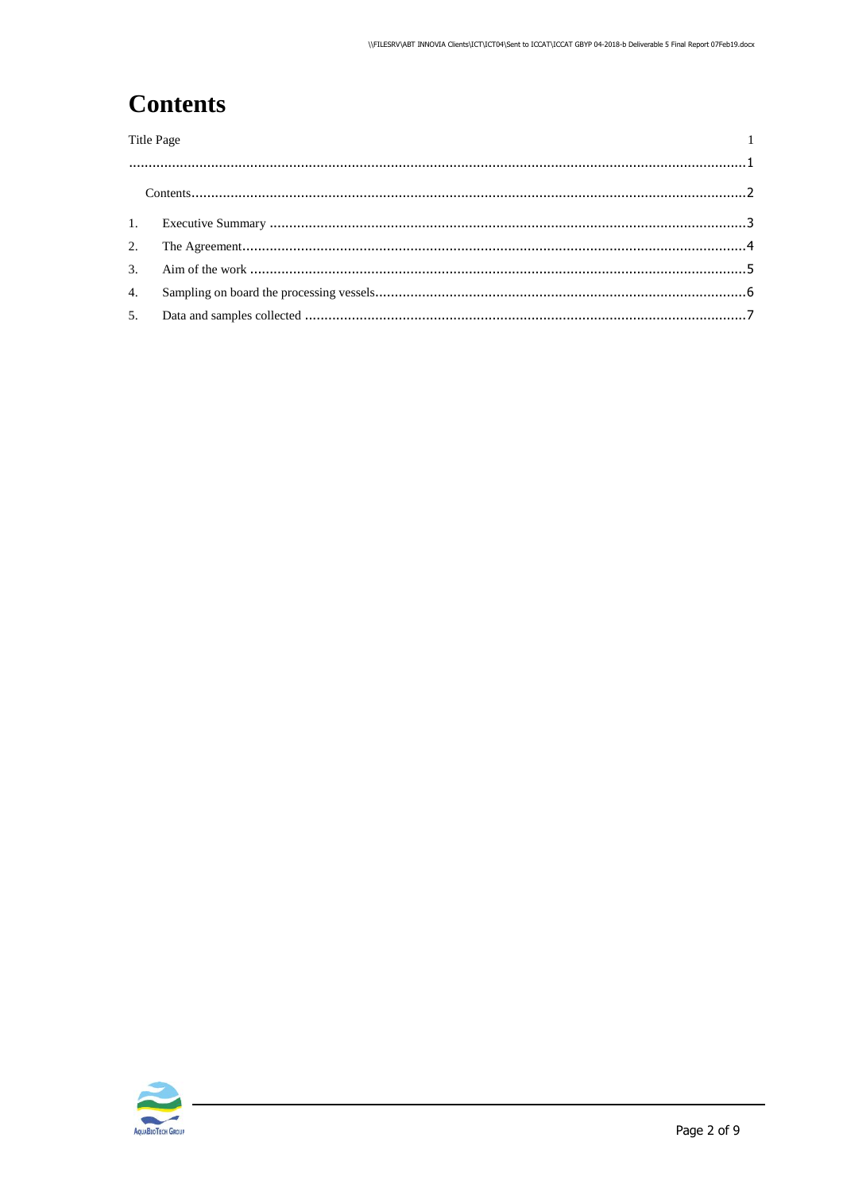# Contents

Title Page 1

..............................................................................................................................................1

Contents..............................................................................................................................2

1. Executive Summary ..........................................................................................................3
2. The Agreement...................................................................................................................4
3. Aim of the work ................................................................................................................5
4. Sampling on board the processing vessels............................................................................6
5. Data and samples collected ..................................................................................................7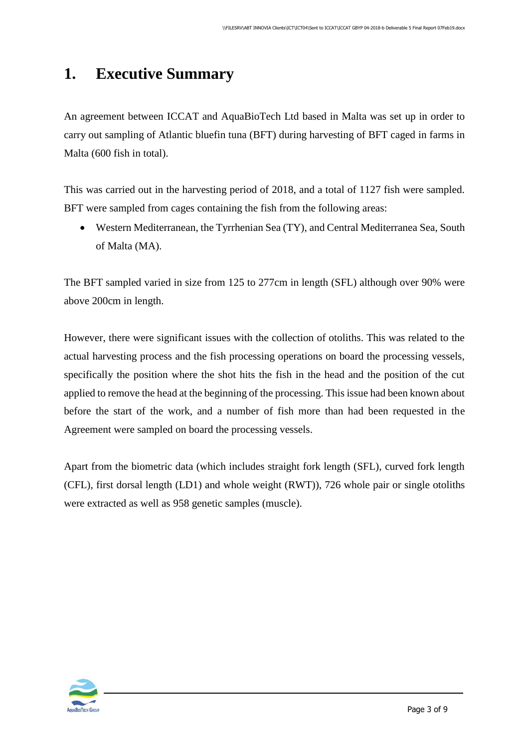# 1. Executive Summary

An agreement between ICCAT and AquaBioTech Ltd based in Malta was set up in order to carry out sampling of Atlantic bluefin tuna (BFT) during harvesting of BFT caged in farms in Malta (600 fish in total).

This was carried out in the harvesting period of 2018, and a total of 1127 fish were sampled. BFT were sampled from cages containing the fish from the following areas:

- Western Mediterranean, the Tyrrhenian Sea (TY), and Central Mediterranea Sea, South of Malta (MA).

The BFT sampled varied in size from 125 to 277cm in length (SFL) although over 90% were above 200cm in length.

However, there were significant issues with the collection of otoliths. This was related to the actual harvesting process and the fish processing operations on board the processing vessels, specifically the position where the shot hits the fish in the head and the position of the cut applied to remove the head at the beginning of the processing. This issue had been known about before the start of the work, and a number of fish more than had been requested in the Agreement were sampled on board the processing vessels.

Apart from the biometric data (which includes straight fork length (SFL), curved fork length (CFL), first dorsal length (LD1) and whole weight (RWT)), 726 whole pair or single otoliths were extracted as well as 958 genetic samples (muscle).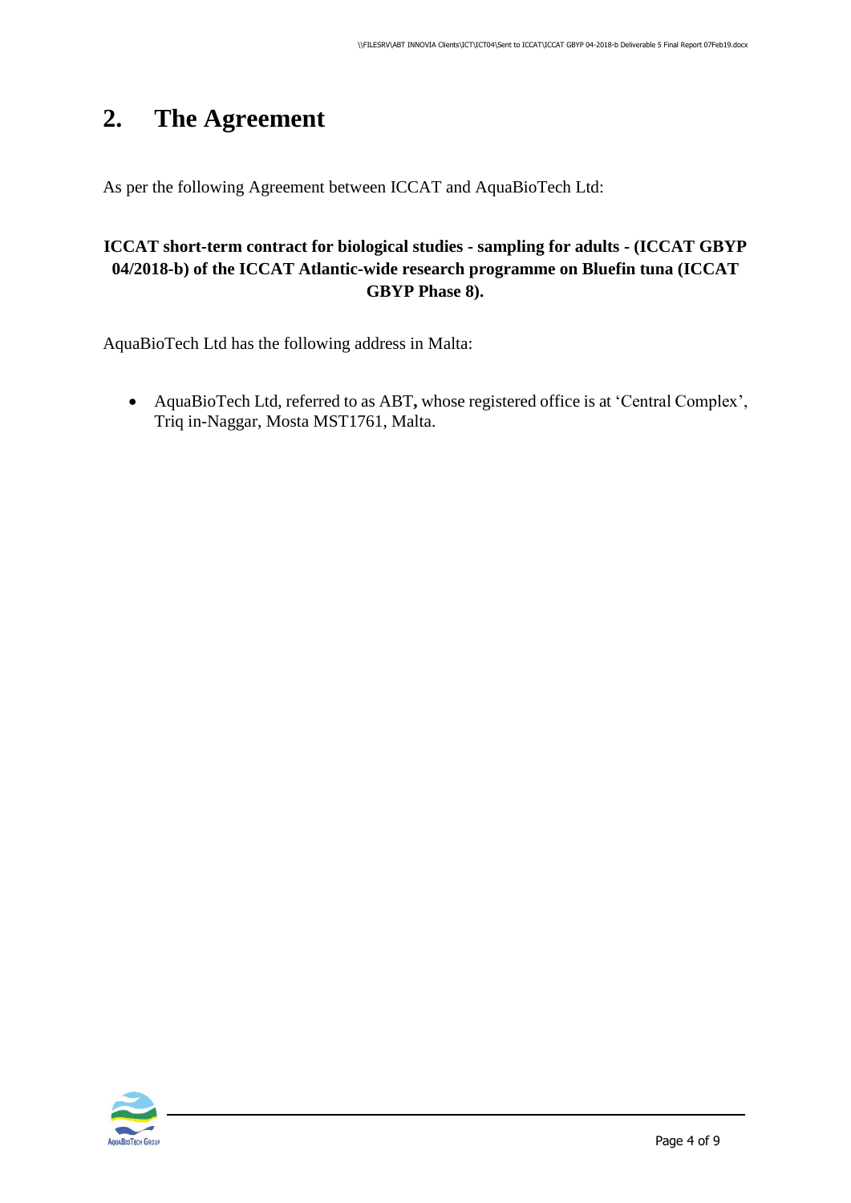# 2. The Agreement

As per the following Agreement between ICCAT and AquaBioTech Ltd:

**ICCAT short-term contract for biological studies - sampling for adults - (ICCAT GBYP 04/2018-b) of the ICCAT Atlantic-wide research programme on Bluefin tuna (ICCAT GBYP Phase 8).**

AquaBioTech Ltd has the following address in Malta:

- AquaBioTech Ltd, referred to as ABT**,** whose registered office is at 'Central Complex', Triq in-Naggar, Mosta MST1761, Malta.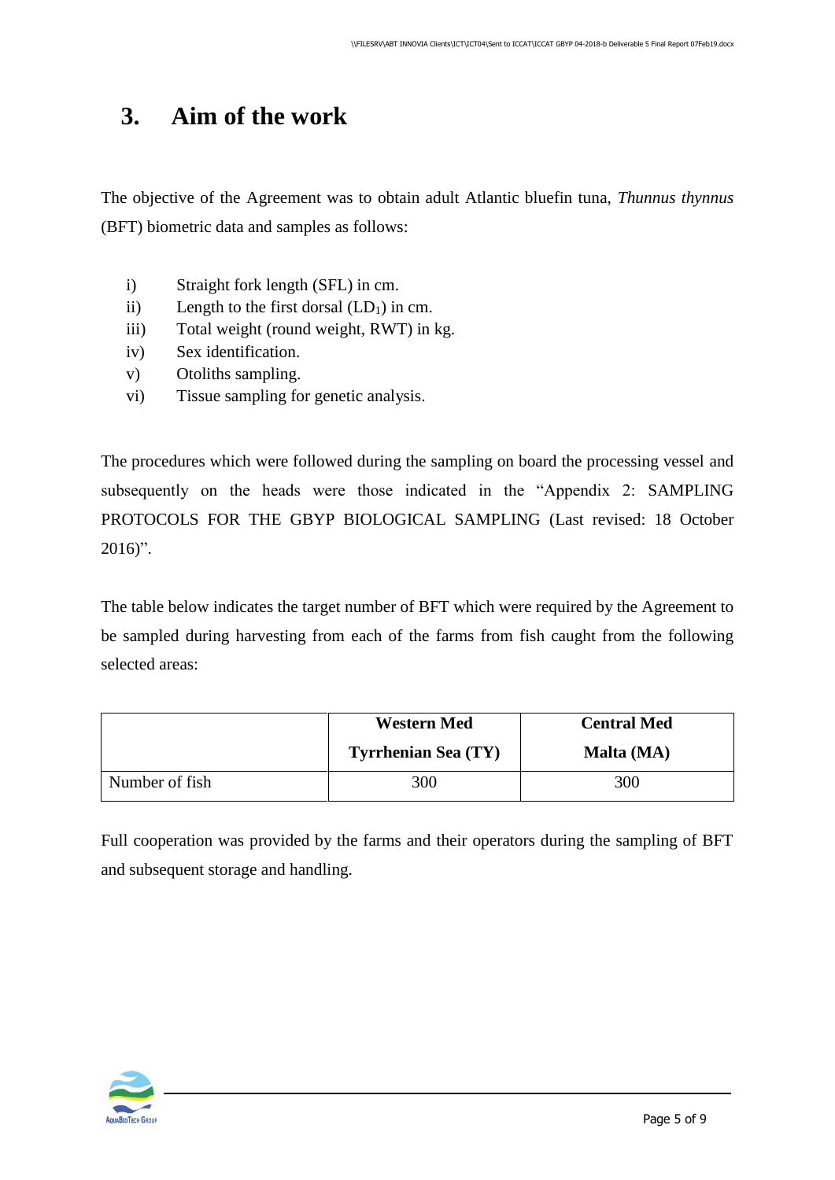# 3. Aim of the work

The objective of the Agreement was to obtain adult Atlantic bluefin tuna, *Thunnus thynnus* (BFT) biometric data and samples as follows:

i) Straight fork length (SFL) in cm.
ii) Length to the first dorsal ($LD_1$) in cm.
iii) Total weight (round weight, RWT) in kg.
iv) Sex identification.
v) Otoliths sampling.
vi) Tissue sampling for genetic analysis.

The procedures which were followed during the sampling on board the processing vessel and subsequently on the heads were those indicated in the "Appendix 2: SAMPLING PROTOCOLS FOR THE GBYP BIOLOGICAL SAMPLING (Last revised: 18 October 2016)".

The table below indicates the target number of BFT which were required by the Agreement to be sampled during harvesting from each of the farms from fish caught from the following selected areas:

| | **Western Med**<br>**Tyrrhenian Sea (TY)** | **Central Med**<br>**Malta (MA)** |
|---|---|---|
| Number of fish | 300 | 300 |

Full cooperation was provided by the farms and their operators during the sampling of BFT and subsequent storage and handling.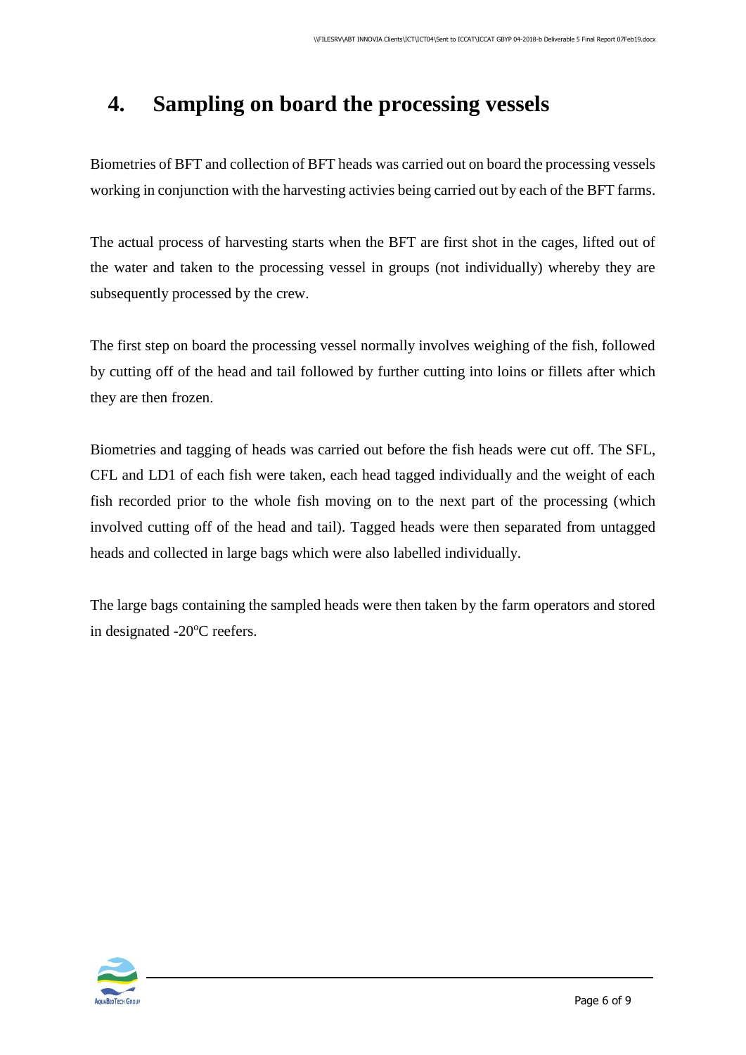# 4. Sampling on board the processing vessels

Biometries of BFT and collection of BFT heads was carried out on board the processing vessels working in conjunction with the harvesting activies being carried out by each of the BFT farms.

The actual process of harvesting starts when the BFT are first shot in the cages, lifted out of the water and taken to the processing vessel in groups (not individually) whereby they are subsequently processed by the crew.

The first step on board the processing vessel normally involves weighing of the fish, followed by cutting off of the head and tail followed by further cutting into loins or fillets after which they are then frozen.

Biometries and tagging of heads was carried out before the fish heads were cut off. The SFL, CFL and LD1 of each fish were taken, each head tagged individually and the weight of each fish recorded prior to the whole fish moving on to the next part of the processing (which involved cutting off of the head and tail). Tagged heads were then separated from untagged heads and collected in large bags which were also labelled individually.

The large bags containing the sampled heads were then taken by the farm operators and stored in designated -20ºC reefers.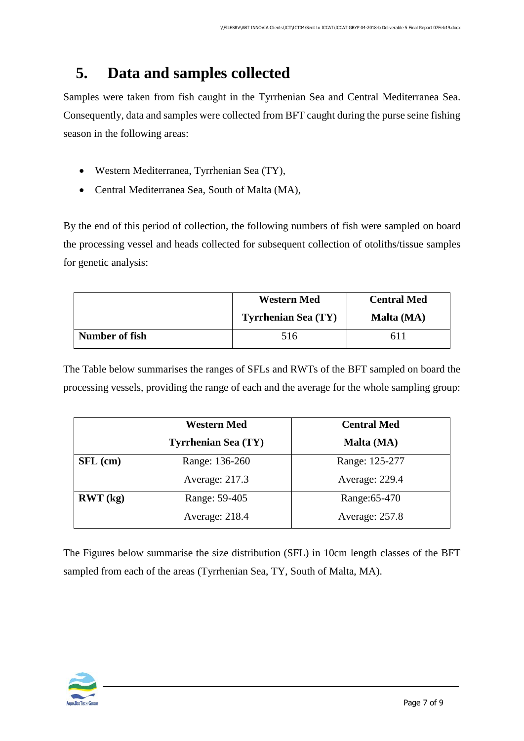# 5. Data and samples collected

Samples were taken from fish caught in the Tyrrhenian Sea and Central Mediterranea Sea. Consequently, data and samples were collected from BFT caught during the purse seine fishing season in the following areas:

- Western Mediterranea, Tyrrhenian Sea (TY),
- Central Mediterranea Sea, South of Malta (MA),

By the end of this period of collection, the following numbers of fish were sampled on board the processing vessel and heads collected for subsequent collection of otoliths/tissue samples for genetic analysis:

| | **Western Med Tyrrhenian Sea (TY)** | **Central Med Malta (MA)** |
|---|---|---|
| **Number of fish** | 516 | 611 |

The Table below summarises the ranges of SFLs and RWTs of the BFT sampled on board the processing vessels, providing the range of each and the average for the whole sampling group:

| | **Western Med Tyrrhenian Sea (TY)** | **Central Med Malta (MA)** |
|---|---|---|
| **SFL (cm)** | Range: 136-260<br>Average: 217.3 | Range: 125-277<br>Average: 229.4 |
| **RWT (kg)** | Range: 59-405<br>Average: 218.4 | Range:65-470<br>Average: 257.8 |

The Figures below summarise the size distribution (SFL) in 10cm length classes of the BFT sampled from each of the areas (Tyrrhenian Sea, TY, South of Malta, MA).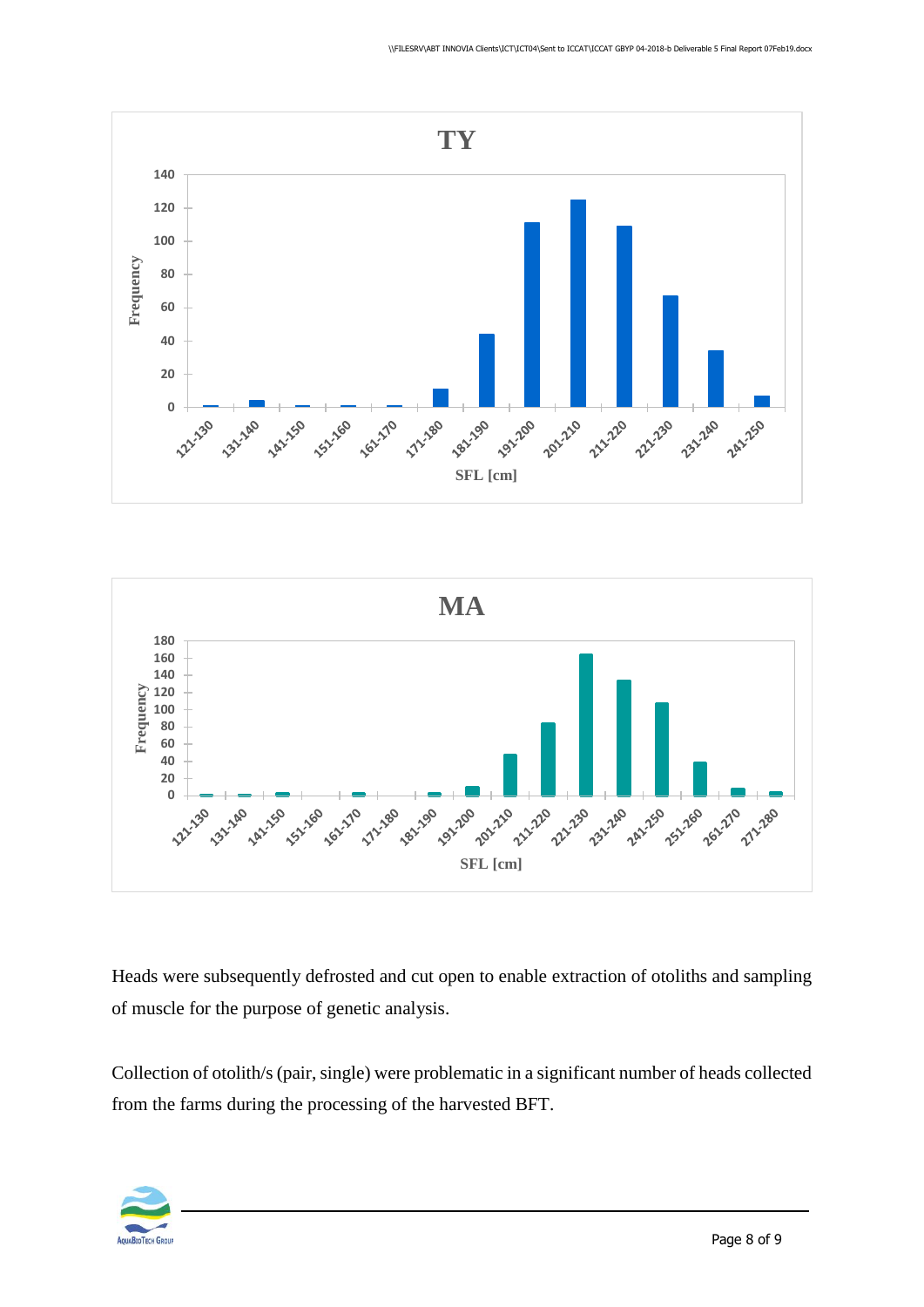Heads were subsequently defrosted and cut open to enable extraction of otoliths and sampling of muscle for the purpose of genetic analysis.

Collection of otolith/s (pair, single) were problematic in a significant number of heads collected from the farms during the processing of the harvested BFT.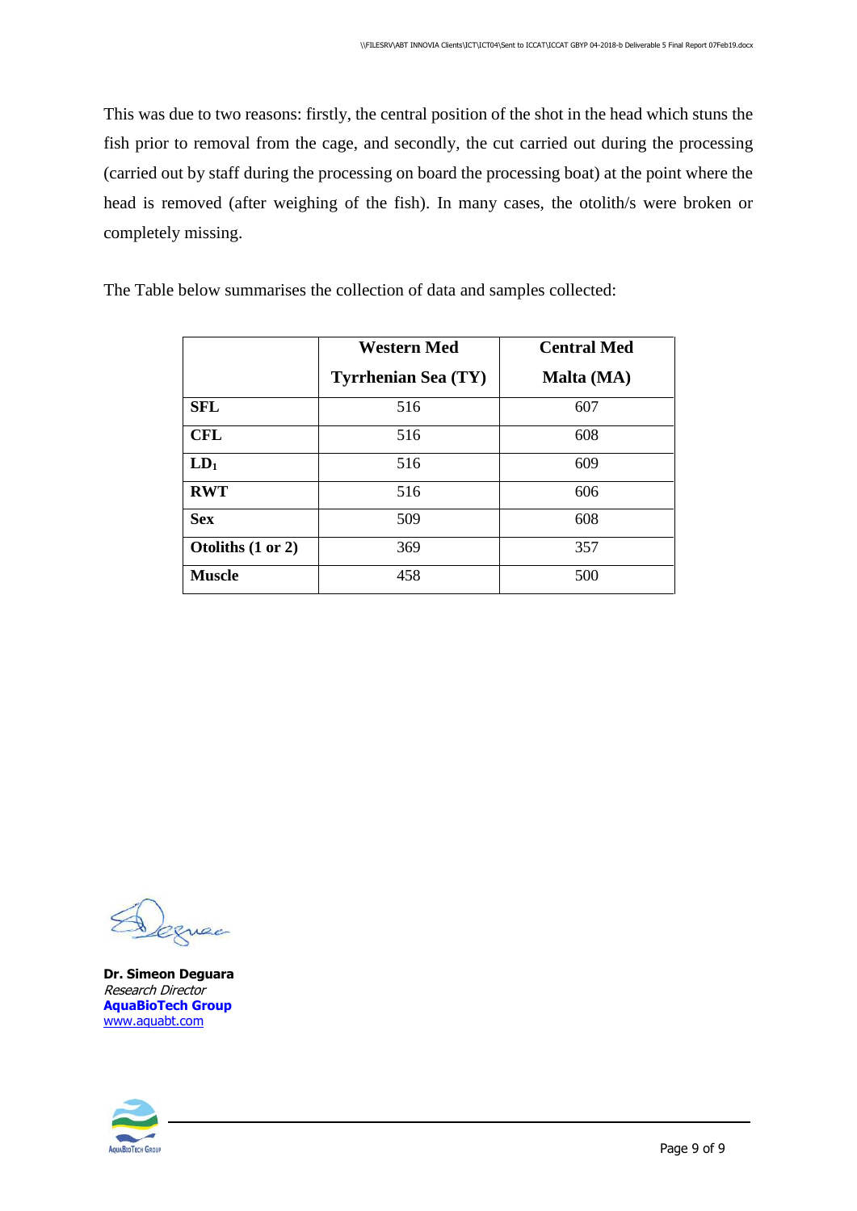This was due to two reasons: firstly, the central position of the shot in the head which stuns the fish prior to removal from the cage, and secondly, the cut carried out during the processing (carried out by staff during the processing on board the processing boat) at the point where the head is removed (after weighing of the fish). In many cases, the otolith/s were broken or completely missing.

The Table below summarises the collection of data and samples collected:

| | Western Med<br>Tyrrhenian Sea (TY) | Central Med<br>Malta (MA) |
|---|---|---|
| **SFL** | 516 | 607 |
| **CFL** | 516 | 608 |
| **$LD_1$** | 516 | 609 |
| **RWT** | 516 | 606 |
| **Sex** | 509 | 608 |
| **Otoliths (1 or 2)** | 369 | 357 |
| **Muscle** | 458 | 500 |

**Dr. Simeon Deguara**
*Research Director*
**AquaBioTech Group**
www.aquabt.com